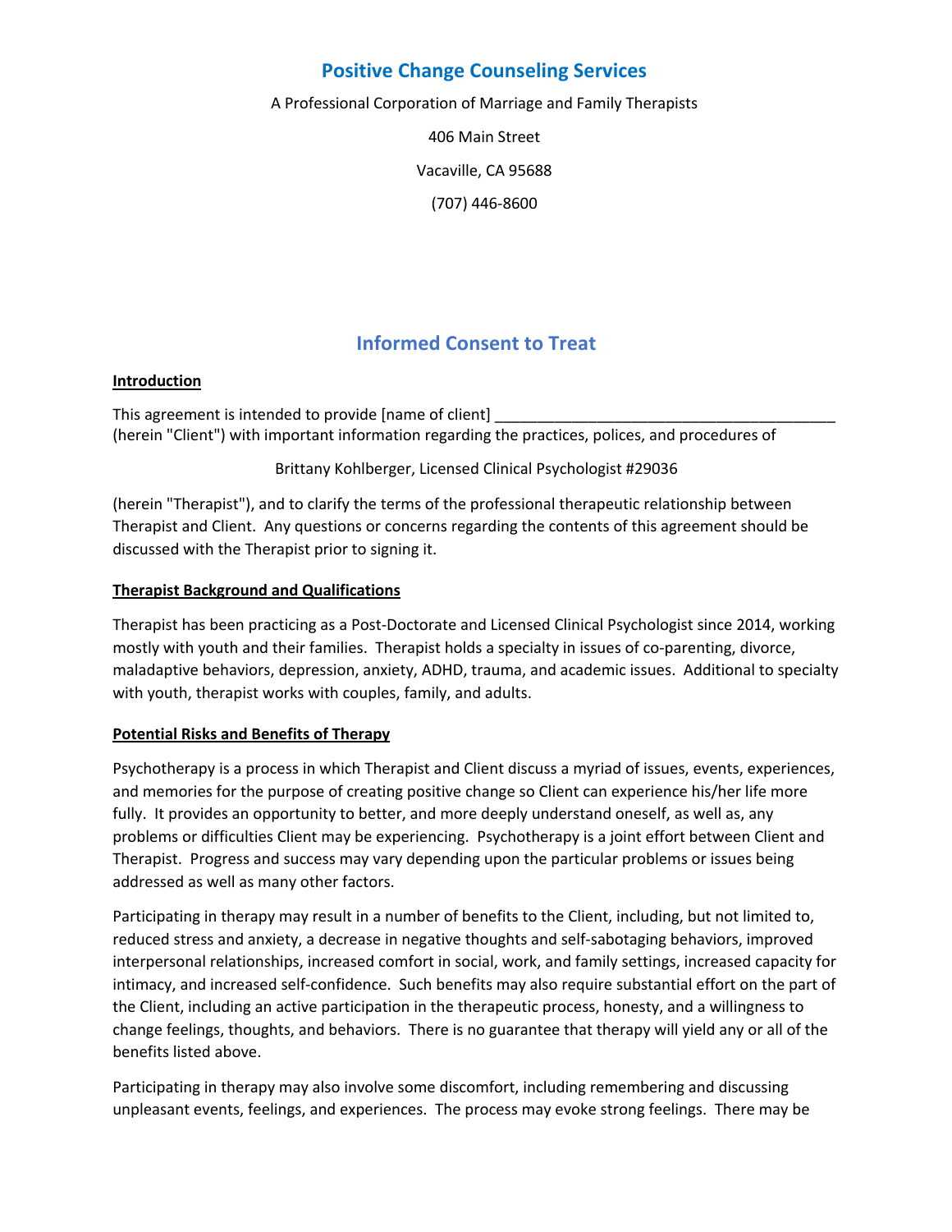# Positive Change Counseling Services

A Professional Corporation of Marriage and Family Therapists

406 Main Street

Vacaville, CA 95688

(707) 446-8600

## Informed Consent to Treat

**Introduction**

This agreement is intended to provide [name of client] ________________________________________ (herein "Client") with important information regarding the practices, polices, and procedures of

Brittany Kohlberger, Licensed Clinical Psychologist #29036

(herein "Therapist"), and to clarify the terms of the professional therapeutic relationship between Therapist and Client. Any questions or concerns regarding the contents of this agreement should be discussed with the Therapist prior to signing it.

**Therapist Background and Qualifications**

Therapist has been practicing as a Post-Doctorate and Licensed Clinical Psychologist since 2014, working mostly with youth and their families. Therapist holds a specialty in issues of co-parenting, divorce, maladaptive behaviors, depression, anxiety, ADHD, trauma, and academic issues. Additional to specialty with youth, therapist works with couples, family, and adults.

**Potential Risks and Benefits of Therapy**

Psychotherapy is a process in which Therapist and Client discuss a myriad of issues, events, experiences, and memories for the purpose of creating positive change so Client can experience his/her life more fully. It provides an opportunity to better, and more deeply understand oneself, as well as, any problems or difficulties Client may be experiencing. Psychotherapy is a joint effort between Client and Therapist. Progress and success may vary depending upon the particular problems or issues being addressed as well as many other factors.

Participating in therapy may result in a number of benefits to the Client, including, but not limited to, reduced stress and anxiety, a decrease in negative thoughts and self-sabotaging behaviors, improved interpersonal relationships, increased comfort in social, work, and family settings, increased capacity for intimacy, and increased self-confidence. Such benefits may also require substantial effort on the part of the Client, including an active participation in the therapeutic process, honesty, and a willingness to change feelings, thoughts, and behaviors. There is no guarantee that therapy will yield any or all of the benefits listed above.

Participating in therapy may also involve some discomfort, including remembering and discussing unpleasant events, feelings, and experiences. The process may evoke strong feelings. There may be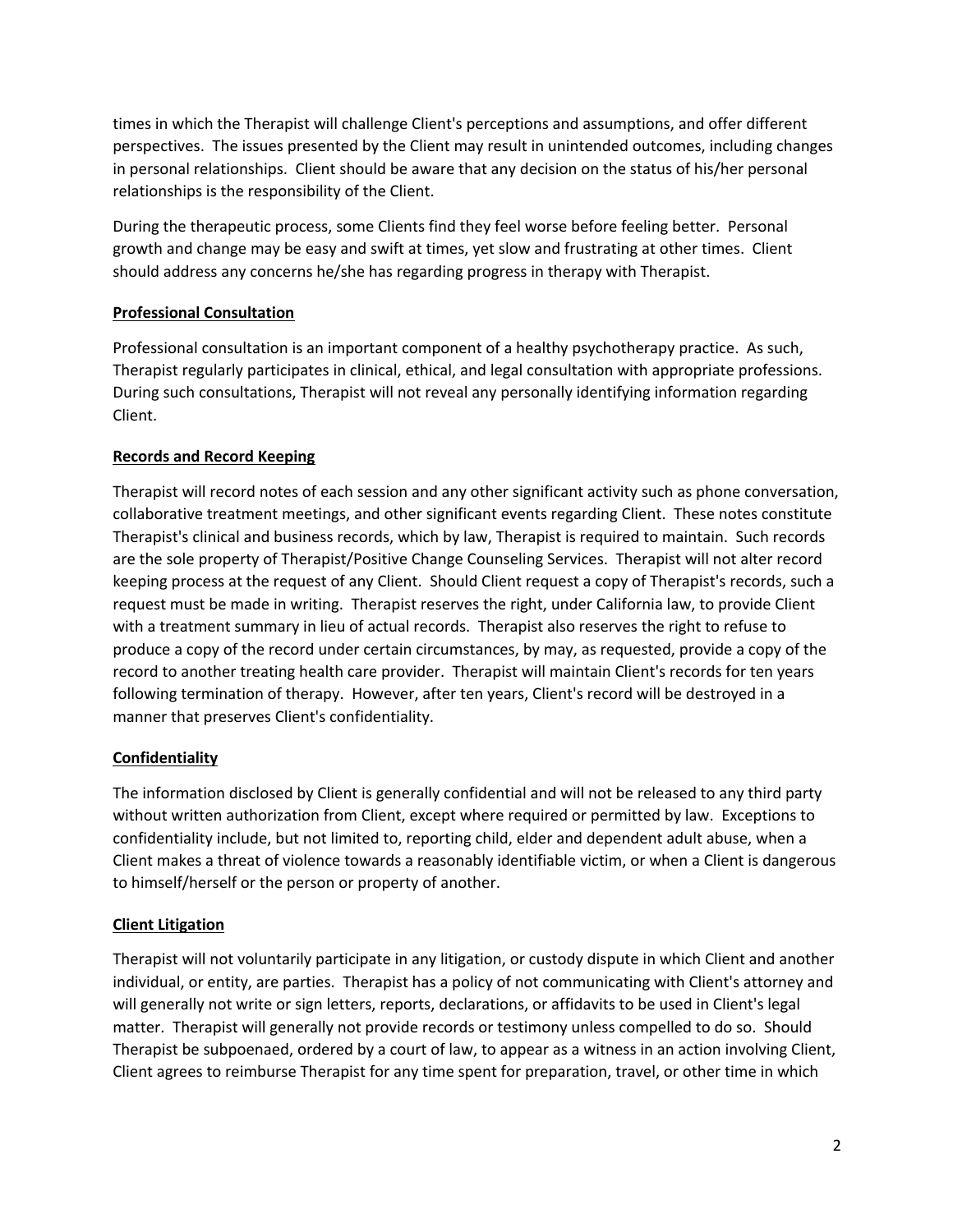times in which the Therapist will challenge Client's perceptions and assumptions, and offer different perspectives. The issues presented by the Client may result in unintended outcomes, including changes in personal relationships. Client should be aware that any decision on the status of his/her personal relationships is the responsibility of the Client.

During the therapeutic process, some Clients find they feel worse before feeling better. Personal growth and change may be easy and swift at times, yet slow and frustrating at other times. Client should address any concerns he/she has regarding progress in therapy with Therapist.

**Professional Consultation**

Professional consultation is an important component of a healthy psychotherapy practice. As such, Therapist regularly participates in clinical, ethical, and legal consultation with appropriate professions. During such consultations, Therapist will not reveal any personally identifying information regarding Client.

**Records and Record Keeping**

Therapist will record notes of each session and any other significant activity such as phone conversation, collaborative treatment meetings, and other significant events regarding Client. These notes constitute Therapist's clinical and business records, which by law, Therapist is required to maintain. Such records are the sole property of Therapist/Positive Change Counseling Services. Therapist will not alter record keeping process at the request of any Client. Should Client request a copy of Therapist's records, such a request must be made in writing. Therapist reserves the right, under California law, to provide Client with a treatment summary in lieu of actual records. Therapist also reserves the right to refuse to produce a copy of the record under certain circumstances, by may, as requested, provide a copy of the record to another treating health care provider. Therapist will maintain Client's records for ten years following termination of therapy. However, after ten years, Client's record will be destroyed in a manner that preserves Client's confidentiality.

**Confidentiality**

The information disclosed by Client is generally confidential and will not be released to any third party without written authorization from Client, except where required or permitted by law. Exceptions to confidentiality include, but not limited to, reporting child, elder and dependent adult abuse, when a Client makes a threat of violence towards a reasonably identifiable victim, or when a Client is dangerous to himself/herself or the person or property of another.

**Client Litigation**

Therapist will not voluntarily participate in any litigation, or custody dispute in which Client and another individual, or entity, are parties. Therapist has a policy of not communicating with Client's attorney and will generally not write or sign letters, reports, declarations, or affidavits to be used in Client's legal matter. Therapist will generally not provide records or testimony unless compelled to do so. Should Therapist be subpoenaed, ordered by a court of law, to appear as a witness in an action involving Client, Client agrees to reimburse Therapist for any time spent for preparation, travel, or other time in which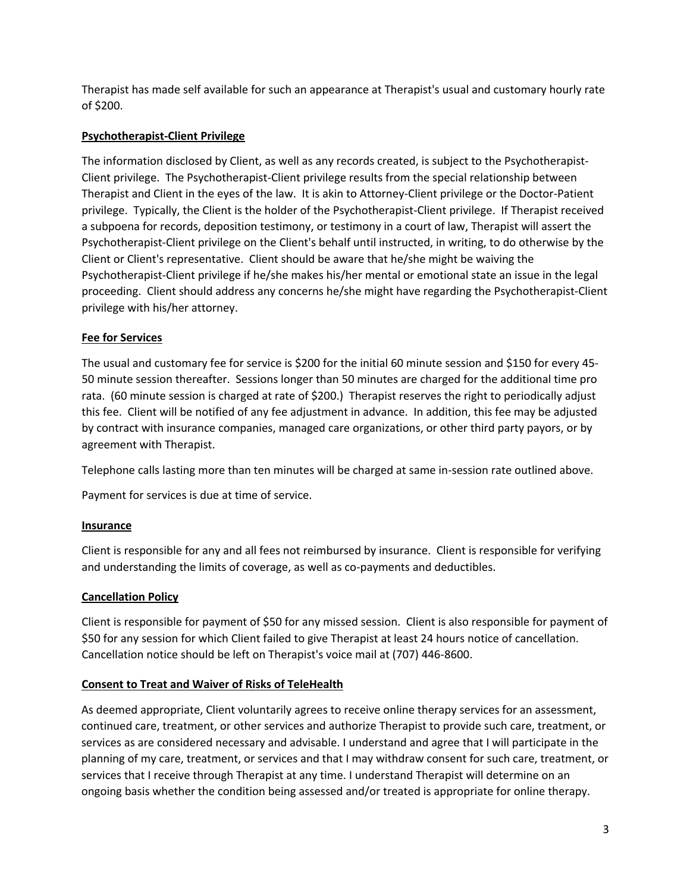Therapist has made self available for such an appearance at Therapist's usual and customary hourly rate of $200.

**Psychotherapist-Client Privilege**

The information disclosed by Client, as well as any records created, is subject to the Psychotherapist-Client privilege. The Psychotherapist-Client privilege results from the special relationship between Therapist and Client in the eyes of the law. It is akin to Attorney-Client privilege or the Doctor-Patient privilege. Typically, the Client is the holder of the Psychotherapist-Client privilege. If Therapist received a subpoena for records, deposition testimony, or testimony in a court of law, Therapist will assert the Psychotherapist-Client privilege on the Client's behalf until instructed, in writing, to do otherwise by the Client or Client's representative. Client should be aware that he/she might be waiving the Psychotherapist-Client privilege if he/she makes his/her mental or emotional state an issue in the legal proceeding. Client should address any concerns he/she might have regarding the Psychotherapist-Client privilege with his/her attorney.

**Fee for Services**

The usual and customary fee for service is $200 for the initial 60 minute session and $150 for every 45-50 minute session thereafter. Sessions longer than 50 minutes are charged for the additional time pro rata. (60 minute session is charged at rate of $200.) Therapist reserves the right to periodically adjust this fee. Client will be notified of any fee adjustment in advance. In addition, this fee may be adjusted by contract with insurance companies, managed care organizations, or other third party payors, or by agreement with Therapist.

Telephone calls lasting more than ten minutes will be charged at same in-session rate outlined above.

Payment for services is due at time of service.

**Insurance**

Client is responsible for any and all fees not reimbursed by insurance. Client is responsible for verifying and understanding the limits of coverage, as well as co-payments and deductibles.

**Cancellation Policy**

Client is responsible for payment of $50 for any missed session. Client is also responsible for payment of $50 for any session for which Client failed to give Therapist at least 24 hours notice of cancellation. Cancellation notice should be left on Therapist's voice mail at (707) 446-8600.

**Consent to Treat and Waiver of Risks of TeleHealth**

As deemed appropriate, Client voluntarily agrees to receive online therapy services for an assessment, continued care, treatment, or other services and authorize Therapist to provide such care, treatment, or services as are considered necessary and advisable. I understand and agree that I will participate in the planning of my care, treatment, or services and that I may withdraw consent for such care, treatment, or services that I receive through Therapist at any time. I understand Therapist will determine on an ongoing basis whether the condition being assessed and/or treated is appropriate for online therapy.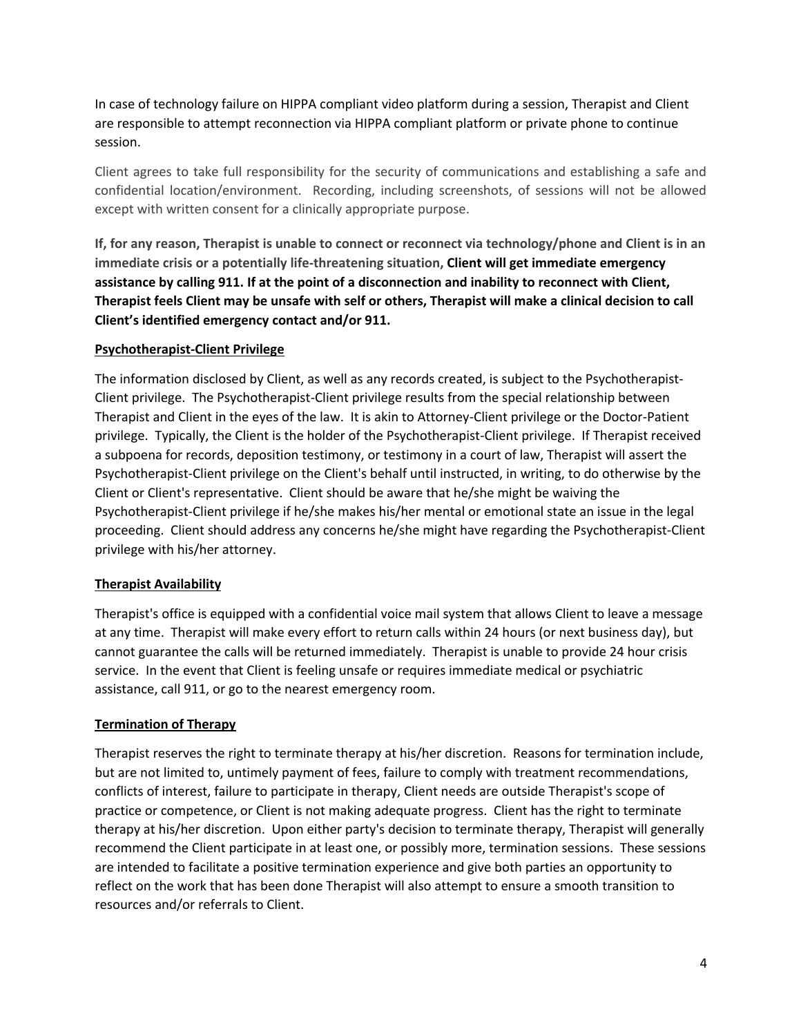In case of technology failure on HIPPA compliant video platform during a session, Therapist and Client are responsible to attempt reconnection via HIPPA compliant platform or private phone to continue session.

Client agrees to take full responsibility for the security of communications and establishing a safe and confidential location/environment. Recording, including screenshots, of sessions will not be allowed except with written consent for a clinically appropriate purpose.

**If, for any reason, Therapist is unable to connect or reconnect via technology/phone and Client is in an immediate crisis or a potentially life-threatening situation, Client will get immediate emergency assistance by calling 911. If at the point of a disconnection and inability to reconnect with Client, Therapist feels Client may be unsafe with self or others, Therapist will make a clinical decision to call Client's identified emergency contact and/or 911.**

**Psychotherapist-Client Privilege**

The information disclosed by Client, as well as any records created, is subject to the Psychotherapist-Client privilege. The Psychotherapist-Client privilege results from the special relationship between Therapist and Client in the eyes of the law. It is akin to Attorney-Client privilege or the Doctor-Patient privilege. Typically, the Client is the holder of the Psychotherapist-Client privilege. If Therapist received a subpoena for records, deposition testimony, or testimony in a court of law, Therapist will assert the Psychotherapist-Client privilege on the Client's behalf until instructed, in writing, to do otherwise by the Client or Client's representative. Client should be aware that he/she might be waiving the Psychotherapist-Client privilege if he/she makes his/her mental or emotional state an issue in the legal proceeding. Client should address any concerns he/she might have regarding the Psychotherapist-Client privilege with his/her attorney.

**Therapist Availability**

Therapist's office is equipped with a confidential voice mail system that allows Client to leave a message at any time. Therapist will make every effort to return calls within 24 hours (or next business day), but cannot guarantee the calls will be returned immediately. Therapist is unable to provide 24 hour crisis service. In the event that Client is feeling unsafe or requires immediate medical or psychiatric assistance, call 911, or go to the nearest emergency room.

**Termination of Therapy**

Therapist reserves the right to terminate therapy at his/her discretion. Reasons for termination include, but are not limited to, untimely payment of fees, failure to comply with treatment recommendations, conflicts of interest, failure to participate in therapy, Client needs are outside Therapist's scope of practice or competence, or Client is not making adequate progress. Client has the right to terminate therapy at his/her discretion. Upon either party's decision to terminate therapy, Therapist will generally recommend the Client participate in at least one, or possibly more, termination sessions. These sessions are intended to facilitate a positive termination experience and give both parties an opportunity to reflect on the work that has been done Therapist will also attempt to ensure a smooth transition to resources and/or referrals to Client.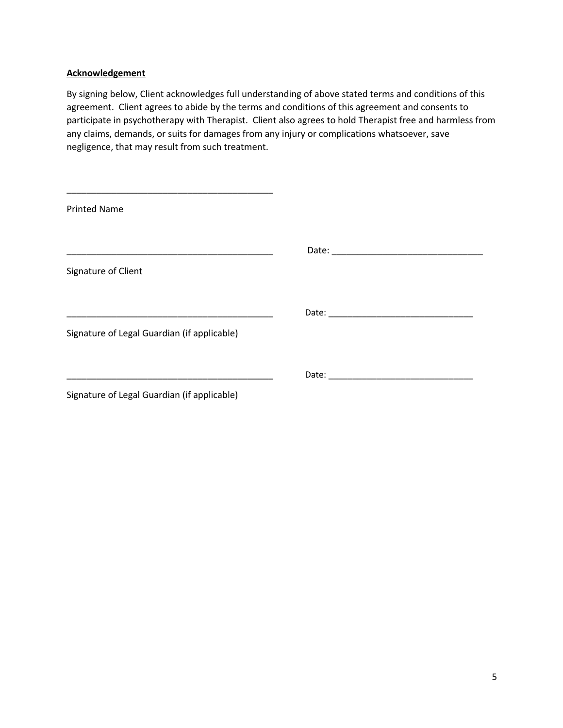**Acknowledgement**

By signing below, Client acknowledges full understanding of above stated terms and conditions of this agreement. Client agrees to abide by the terms and conditions of this agreement and consents to participate in psychotherapy with Therapist. Client also agrees to hold Therapist free and harmless from any claims, demands, or suits for damages from any injury or complications whatsoever, save negligence, that may result from such treatment.

___________________________________________

Printed Name

___________________________________________ Date: _______________________________

Signature of Client

___________________________________________ Date: ______________________________

Signature of Legal Guardian (if applicable)

___________________________________________ Date: ______________________________

Signature of Legal Guardian (if applicable)